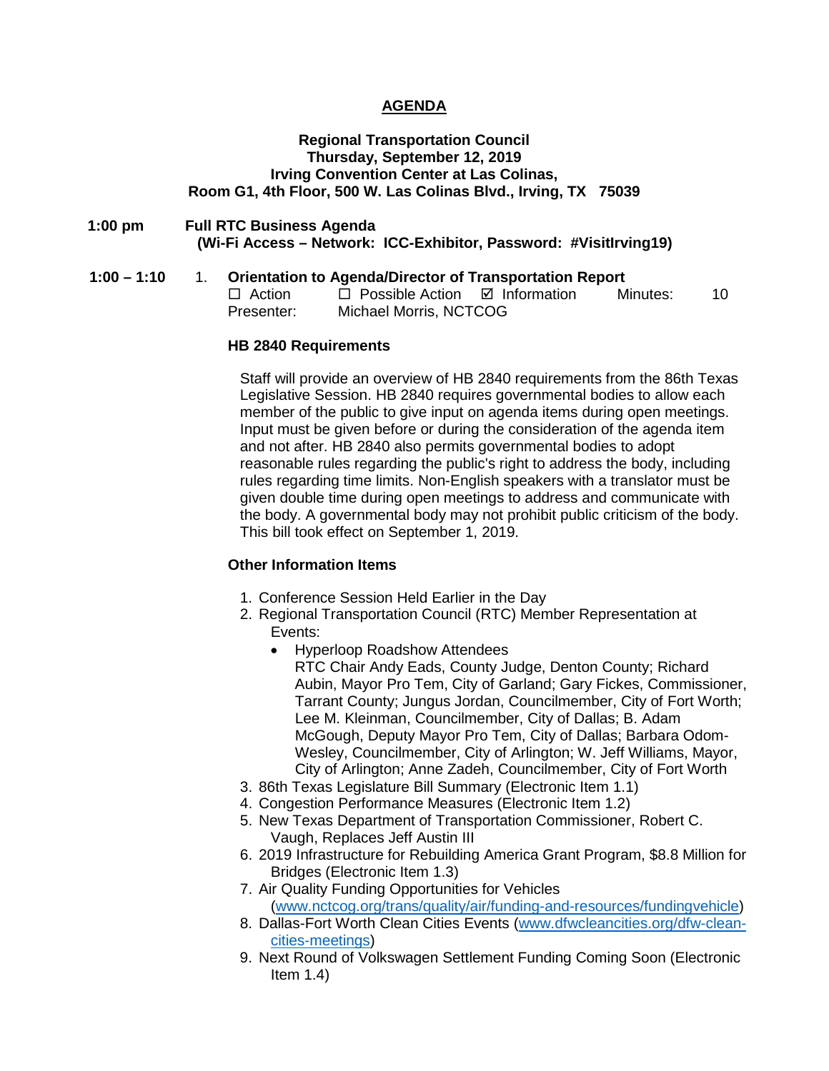# AGENDA

**Regional Transportation Council**
**Thursday, September 12, 2019**
**Irving Convention Center at Las Colinas,**
**Room G1, 4th Floor, 500 W. Las Colinas Blvd., Irving, TX 75039**

**1:00 pm Full RTC Business Agenda**
**(Wi-Fi Access – Network: ICC-Exhibitor, Password: #VisitIrving19)**

**1:00 – 1:10** 1. **Orientation to Agenda/Director of Transportation Report**

☐ Action ☐ Possible Action ☑ Information Minutes: 10

Presenter: Michael Morris, NCTCOG

**HB 2840 Requirements**

Staff will provide an overview of HB 2840 requirements from the 86th Texas Legislative Session. HB 2840 requires governmental bodies to allow each member of the public to give input on agenda items during open meetings. Input must be given before or during the consideration of the agenda item and not after. HB 2840 also permits governmental bodies to adopt reasonable rules regarding the public's right to address the body, including rules regarding time limits. Non-English speakers with a translator must be given double time during open meetings to address and communicate with the body. A governmental body may not prohibit public criticism of the body. This bill took effect on September 1, 2019.

**Other Information Items**

1. Conference Session Held Earlier in the Day
2. Regional Transportation Council (RTC) Member Representation at Events:
   - Hyperloop Roadshow Attendees
     RTC Chair Andy Eads, County Judge, Denton County; Richard Aubin, Mayor Pro Tem, City of Garland; Gary Fickes, Commissioner, Tarrant County; Jungus Jordan, Councilmember, City of Fort Worth; Lee M. Kleinman, Councilmember, City of Dallas; B. Adam McGough, Deputy Mayor Pro Tem, City of Dallas; Barbara Odom-Wesley, Councilmember, City of Arlington; W. Jeff Williams, Mayor, City of Arlington; Anne Zadeh, Councilmember, City of Fort Worth
3. 86th Texas Legislature Bill Summary (Electronic Item 1.1)
4. Congestion Performance Measures (Electronic Item 1.2)
5. New Texas Department of Transportation Commissioner, Robert C. Vaugh, Replaces Jeff Austin III
6. 2019 Infrastructure for Rebuilding America Grant Program, $8.8 Million for Bridges (Electronic Item 1.3)
7. Air Quality Funding Opportunities for Vehicles (www.nctcog.org/trans/quality/air/funding-and-resources/fundingvehicle)
8. Dallas-Fort Worth Clean Cities Events (www.dfwcleancities.org/dfw-clean-cities-meetings)
9. Next Round of Volkswagen Settlement Funding Coming Soon (Electronic Item 1.4)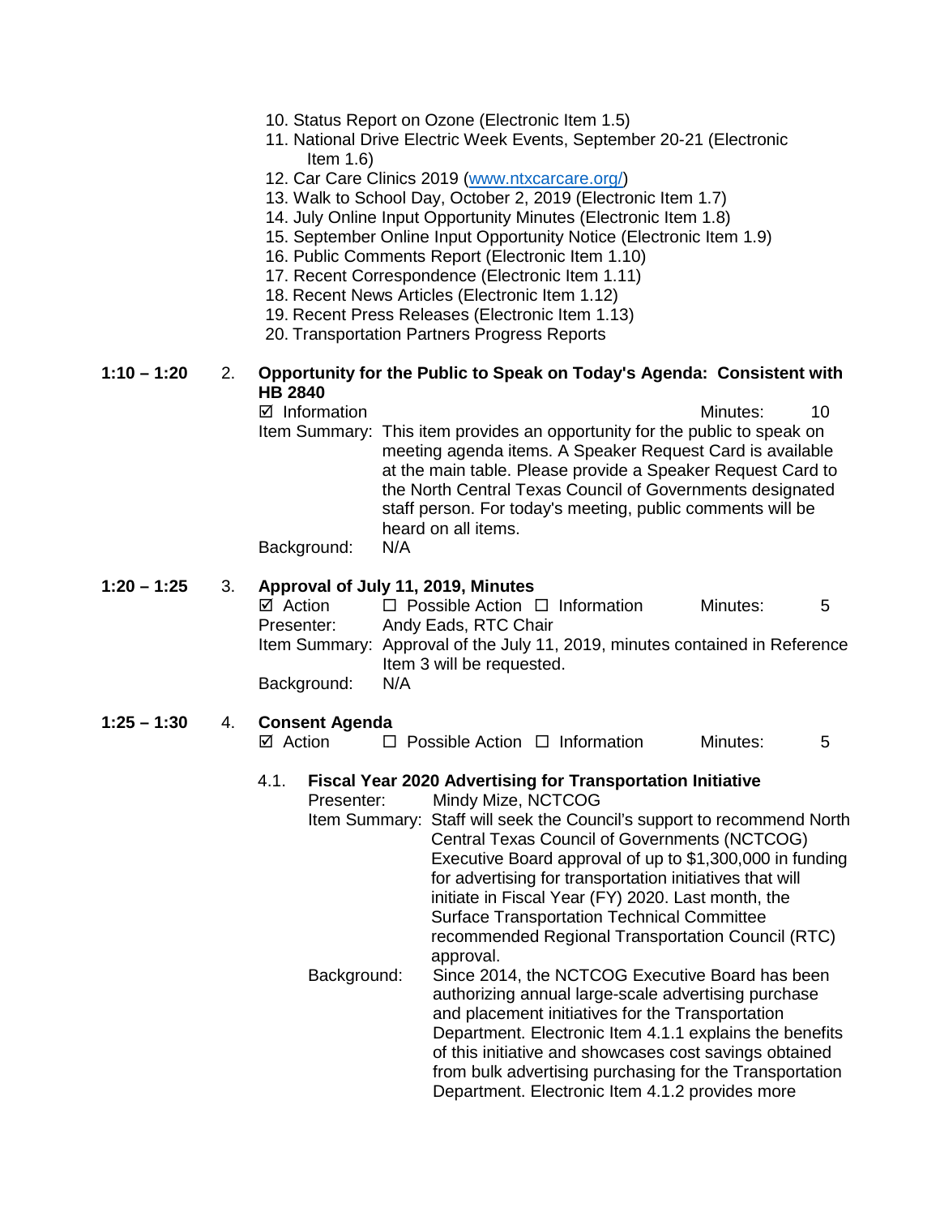10. Status Report on Ozone (Electronic Item 1.5)
11. National Drive Electric Week Events, September 20-21 (Electronic Item 1.6)
12. Car Care Clinics 2019 ([www.ntxcarcare.org/](www.ntxcarcare.org/))
13. Walk to School Day, October 2, 2019 (Electronic Item 1.7)
14. July Online Input Opportunity Minutes (Electronic Item 1.8)
15. September Online Input Opportunity Notice (Electronic Item 1.9)
16. Public Comments Report (Electronic Item 1.10)
17. Recent Correspondence (Electronic Item 1.11)
18. Recent News Articles (Electronic Item 1.12)
19. Recent Press Releases (Electronic Item 1.13)
20. Transportation Partners Progress Reports

**1:10 – 1:20** 2. **Opportunity for the Public to Speak on Today's Agenda: Consistent with HB 2840**

☑ Information Minutes: 10

Item Summary: This item provides an opportunity for the public to speak on meeting agenda items. A Speaker Request Card is available at the main table. Please provide a Speaker Request Card to the North Central Texas Council of Governments designated staff person. For today's meeting, public comments will be heard on all items.

Background: N/A

**1:20 – 1:25** 3. **Approval of July 11, 2019, Minutes**

☑ Action ☐ Possible Action ☐ Information Minutes: 5

Presenter: Andy Eads, RTC Chair

Item Summary: Approval of the July 11, 2019, minutes contained in Reference Item 3 will be requested.

Background: N/A

**1:25 – 1:30** 4. **Consent Agenda**

☑ Action ☐ Possible Action ☐ Information Minutes: 5

4.1. **Fiscal Year 2020 Advertising for Transportation Initiative**

Presenter: Mindy Mize, NCTCOG

Item Summary: Staff will seek the Council's support to recommend North Central Texas Council of Governments (NCTCOG) Executive Board approval of up to $1,300,000 in funding for advertising for transportation initiatives that will initiate in Fiscal Year (FY) 2020. Last month, the Surface Transportation Technical Committee recommended Regional Transportation Council (RTC) approval.

Background: Since 2014, the NCTCOG Executive Board has been authorizing annual large-scale advertising purchase and placement initiatives for the Transportation Department. Electronic Item 4.1.1 explains the benefits of this initiative and showcases cost savings obtained from bulk advertising purchasing for the Transportation Department. Electronic Item 4.1.2 provides more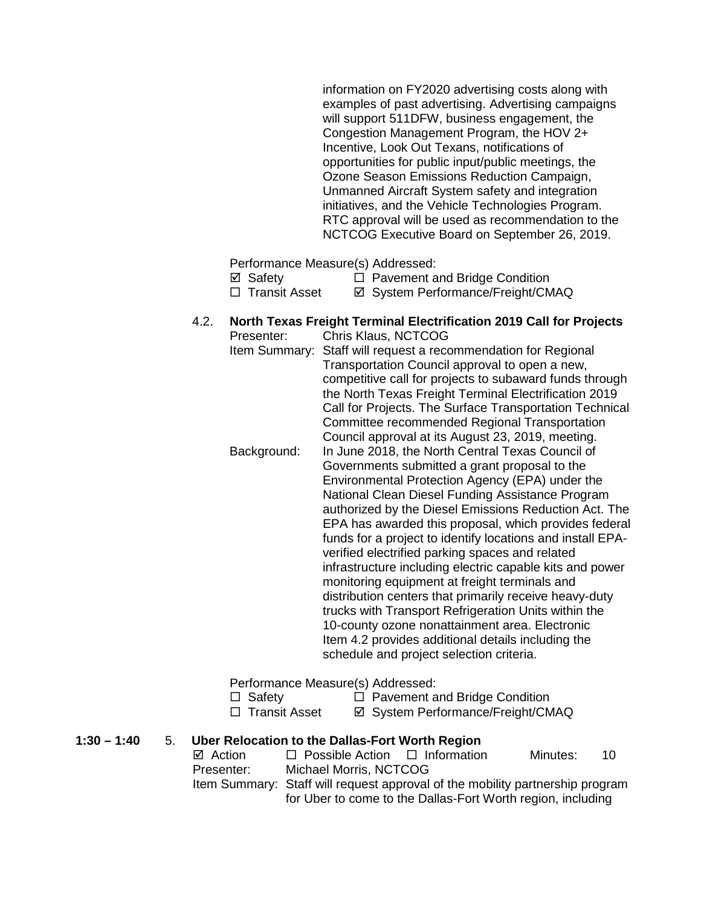information on FY2020 advertising costs along with examples of past advertising. Advertising campaigns will support 511DFW, business engagement, the Congestion Management Program, the HOV 2+ Incentive, Look Out Texans, notifications of opportunities for public input/public meetings, the Ozone Season Emissions Reduction Campaign, Unmanned Aircraft System safety and integration initiatives, and the Vehicle Technologies Program. RTC approval will be used as recommendation to the NCTCOG Executive Board on September 26, 2019.

Performance Measure(s) Addressed:

☑ Safety ☐ Pavement and Bridge Condition
☐ Transit Asset ☑ System Performance/Freight/CMAQ

4.2. **North Texas Freight Terminal Electrification 2019 Call for Projects**

Presenter: Chris Klaus, NCTCOG

Item Summary: Staff will request a recommendation for Regional Transportation Council approval to open a new, competitive call for projects to subaward funds through the North Texas Freight Terminal Electrification 2019 Call for Projects. The Surface Transportation Technical Committee recommended Regional Transportation Council approval at its August 23, 2019, meeting.

Background: In June 2018, the North Central Texas Council of Governments submitted a grant proposal to the Environmental Protection Agency (EPA) under the National Clean Diesel Funding Assistance Program authorized by the Diesel Emissions Reduction Act. The EPA has awarded this proposal, which provides federal funds for a project to identify locations and install EPA-verified electrified parking spaces and related infrastructure including electric capable kits and power monitoring equipment at freight terminals and distribution centers that primarily receive heavy-duty trucks with Transport Refrigeration Units within the 10-county ozone nonattainment area. Electronic Item 4.2 provides additional details including the schedule and project selection criteria.

Performance Measure(s) Addressed:

☐ Safety ☐ Pavement and Bridge Condition
☐ Transit Asset ☑ System Performance/Freight/CMAQ

**1:30 – 1:40** 5. **Uber Relocation to the Dallas-Fort Worth Region**

☑ Action ☐ Possible Action ☐ Information Minutes: 10

Presenter: Michael Morris, NCTCOG

Item Summary: Staff will request approval of the mobility partnership program for Uber to come to the Dallas-Fort Worth region, including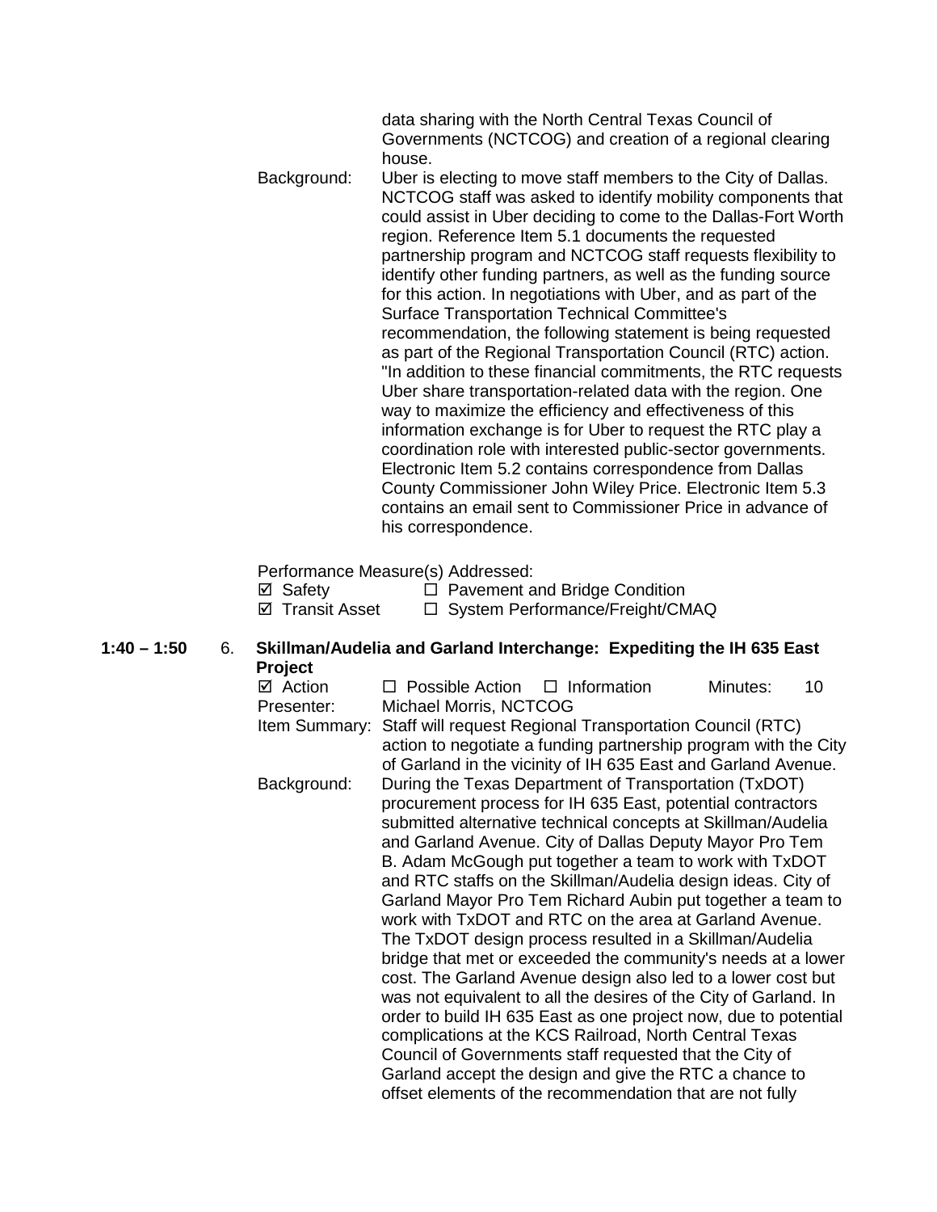data sharing with the North Central Texas Council of Governments (NCTCOG) and creation of a regional clearing house.

Background: Uber is electing to move staff members to the City of Dallas. NCTCOG staff was asked to identify mobility components that could assist in Uber deciding to come to the Dallas-Fort Worth region. Reference Item 5.1 documents the requested partnership program and NCTCOG staff requests flexibility to identify other funding partners, as well as the funding source for this action. In negotiations with Uber, and as part of the Surface Transportation Technical Committee's recommendation, the following statement is being requested as part of the Regional Transportation Council (RTC) action. "In addition to these financial commitments, the RTC requests Uber share transportation-related data with the region. One way to maximize the efficiency and effectiveness of this information exchange is for Uber to request the RTC play a coordination role with interested public-sector governments. Electronic Item 5.2 contains correspondence from Dallas County Commissioner John Wiley Price. Electronic Item 5.3 contains an email sent to Commissioner Price in advance of his correspondence.

Performance Measure(s) Addressed:

☑ Safety ☐ Pavement and Bridge Condition
☑ Transit Asset ☐ System Performance/Freight/CMAQ

**1:40 – 1:50** 6. **Skillman/Audelia and Garland Interchange: Expediting the IH 635 East Project**

☑ Action ☐ Possible Action ☐ Information Minutes: 10

Presenter: Michael Morris, NCTCOG

Item Summary: Staff will request Regional Transportation Council (RTC) action to negotiate a funding partnership program with the City of Garland in the vicinity of IH 635 East and Garland Avenue.

Background: During the Texas Department of Transportation (TxDOT) procurement process for IH 635 East, potential contractors submitted alternative technical concepts at Skillman/Audelia and Garland Avenue. City of Dallas Deputy Mayor Pro Tem B. Adam McGough put together a team to work with TxDOT and RTC staffs on the Skillman/Audelia design ideas. City of Garland Mayor Pro Tem Richard Aubin put together a team to work with TxDOT and RTC on the area at Garland Avenue. The TxDOT design process resulted in a Skillman/Audelia bridge that met or exceeded the community's needs at a lower cost. The Garland Avenue design also led to a lower cost but was not equivalent to all the desires of the City of Garland. In order to build IH 635 East as one project now, due to potential complications at the KCS Railroad, North Central Texas Council of Governments staff requested that the City of Garland accept the design and give the RTC a chance to offset elements of the recommendation that are not fully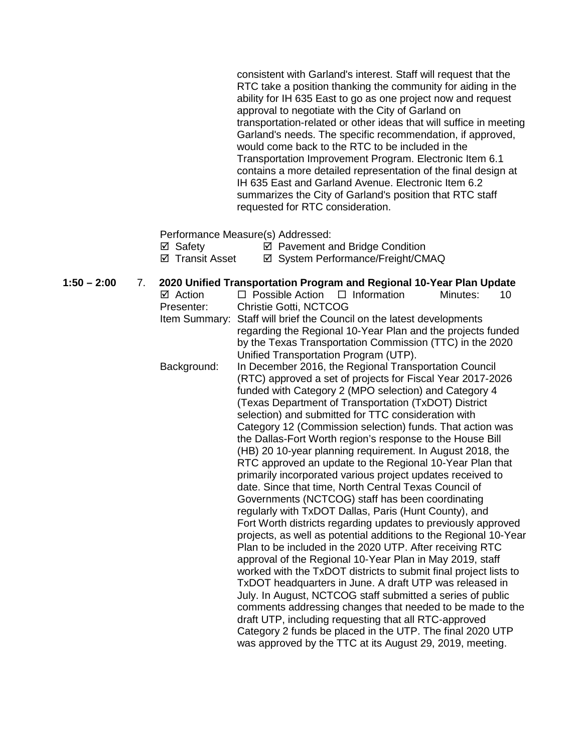consistent with Garland's interest. Staff will request that the RTC take a position thanking the community for aiding in the ability for IH 635 East to go as one project now and request approval to negotiate with the City of Garland on transportation-related or other ideas that will suffice in meeting Garland's needs. The specific recommendation, if approved, would come back to the RTC to be included in the Transportation Improvement Program. Electronic Item 6.1 contains a more detailed representation of the final design at IH 635 East and Garland Avenue. Electronic Item 6.2 summarizes the City of Garland's position that RTC staff requested for RTC consideration.

Performance Measure(s) Addressed:

☑ Safety ☑ Pavement and Bridge Condition
☑ Transit Asset ☑ System Performance/Freight/CMAQ

**1:50 – 2:00** 7. **2020 Unified Transportation Program and Regional 10-Year Plan Update**

☑ Action ☐ Possible Action ☐ Information Minutes: 10

Presenter: Christie Gotti, NCTCOG

Item Summary: Staff will brief the Council on the latest developments regarding the Regional 10-Year Plan and the projects funded by the Texas Transportation Commission (TTC) in the 2020 Unified Transportation Program (UTP).

Background: In December 2016, the Regional Transportation Council (RTC) approved a set of projects for Fiscal Year 2017-2026 funded with Category 2 (MPO selection) and Category 4 (Texas Department of Transportation (TxDOT) District selection) and submitted for TTC consideration with Category 12 (Commission selection) funds. That action was the Dallas-Fort Worth region's response to the House Bill (HB) 20 10-year planning requirement. In August 2018, the RTC approved an update to the Regional 10-Year Plan that primarily incorporated various project updates received to date. Since that time, North Central Texas Council of Governments (NCTCOG) staff has been coordinating regularly with TxDOT Dallas, Paris (Hunt County), and Fort Worth districts regarding updates to previously approved projects, as well as potential additions to the Regional 10-Year Plan to be included in the 2020 UTP. After receiving RTC approval of the Regional 10-Year Plan in May 2019, staff worked with the TxDOT districts to submit final project lists to TxDOT headquarters in June. A draft UTP was released in July. In August, NCTCOG staff submitted a series of public comments addressing changes that needed to be made to the draft UTP, including requesting that all RTC-approved Category 2 funds be placed in the UTP. The final 2020 UTP was approved by the TTC at its August 29, 2019, meeting.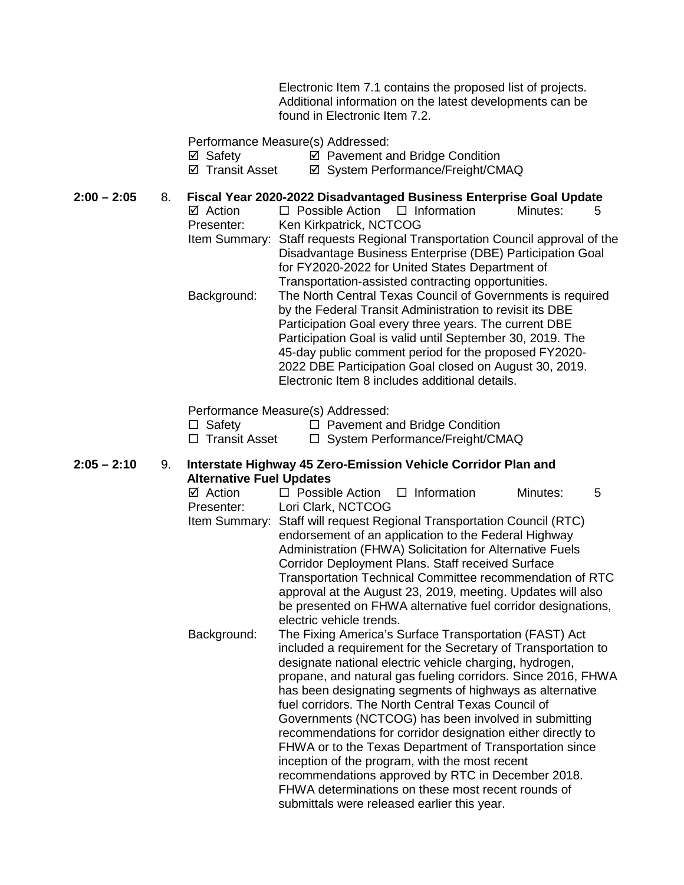Electronic Item 7.1 contains the proposed list of projects. Additional information on the latest developments can be found in Electronic Item 7.2.

Performance Measure(s) Addressed:

☑ Safety ☑ Pavement and Bridge Condition
☑ Transit Asset ☑ System Performance/Freight/CMAQ

**2:00 – 2:05** 8. **Fiscal Year 2020-2022 Disadvantaged Business Enterprise Goal Update**

☑ Action ☐ Possible Action ☐ Information Minutes: 5

Presenter: Ken Kirkpatrick, NCTCOG

Item Summary: Staff requests Regional Transportation Council approval of the Disadvantage Business Enterprise (DBE) Participation Goal for FY2020-2022 for United States Department of Transportation-assisted contracting opportunities.

Background: The North Central Texas Council of Governments is required by the Federal Transit Administration to revisit its DBE Participation Goal every three years. The current DBE Participation Goal is valid until September 30, 2019. The 45-day public comment period for the proposed FY2020-2022 DBE Participation Goal closed on August 30, 2019. Electronic Item 8 includes additional details.

Performance Measure(s) Addressed:

☐ Safety ☐ Pavement and Bridge Condition
☐ Transit Asset ☐ System Performance/Freight/CMAQ

**2:05 – 2:10** 9. **Interstate Highway 45 Zero-Emission Vehicle Corridor Plan and Alternative Fuel Updates**

☑ Action ☐ Possible Action ☐ Information Minutes: 5

Presenter: Lori Clark, NCTCOG

Item Summary: Staff will request Regional Transportation Council (RTC) endorsement of an application to the Federal Highway Administration (FHWA) Solicitation for Alternative Fuels Corridor Deployment Plans. Staff received Surface Transportation Technical Committee recommendation of RTC approval at the August 23, 2019, meeting. Updates will also be presented on FHWA alternative fuel corridor designations, electric vehicle trends.

Background: The Fixing America's Surface Transportation (FAST) Act included a requirement for the Secretary of Transportation to designate national electric vehicle charging, hydrogen, propane, and natural gas fueling corridors. Since 2016, FHWA has been designating segments of highways as alternative fuel corridors. The North Central Texas Council of Governments (NCTCOG) has been involved in submitting recommendations for corridor designation either directly to FHWA or to the Texas Department of Transportation since inception of the program, with the most recent recommendations approved by RTC in December 2018. FHWA determinations on these most recent rounds of submittals were released earlier this year.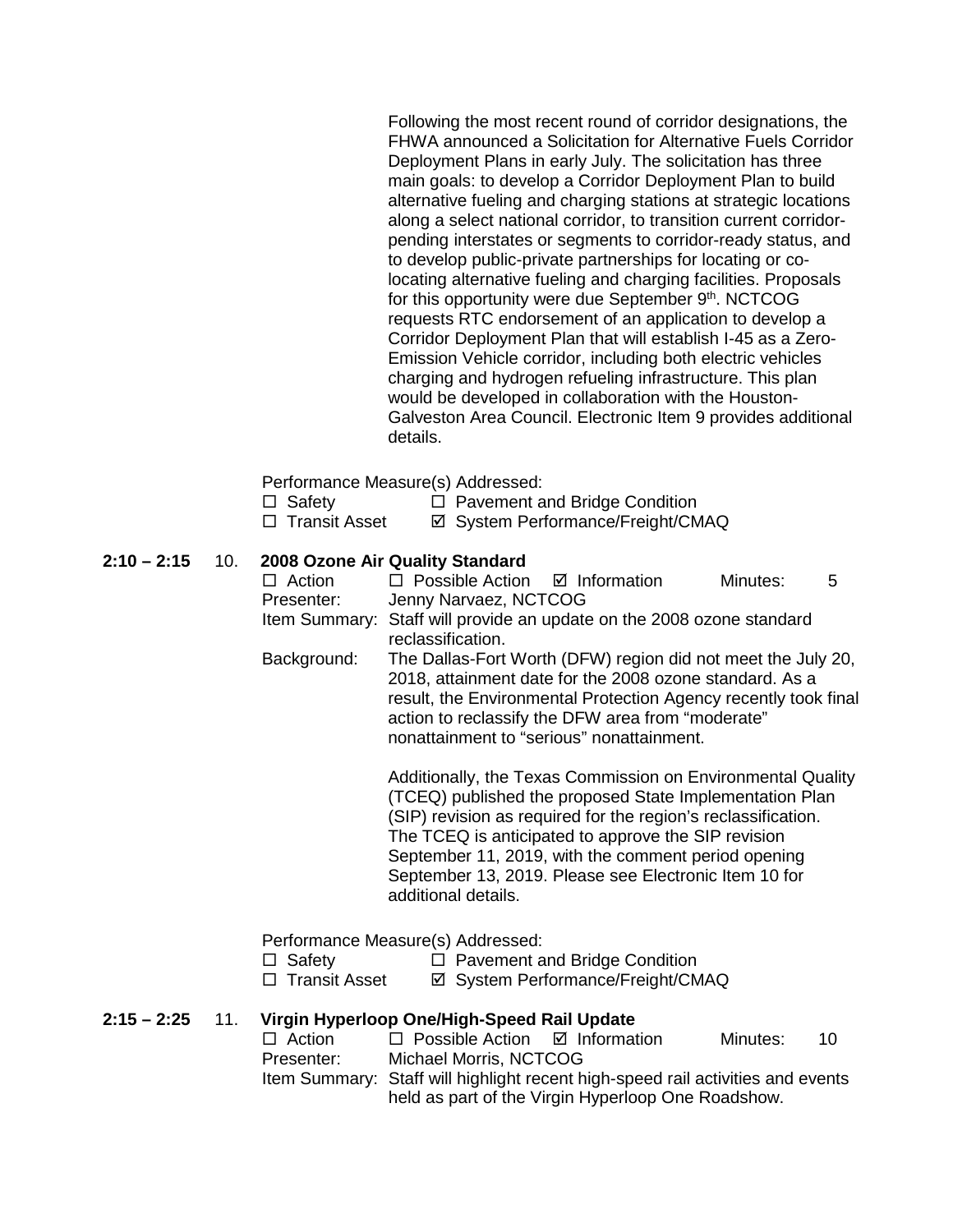Following the most recent round of corridor designations, the FHWA announced a Solicitation for Alternative Fuels Corridor Deployment Plans in early July. The solicitation has three main goals: to develop a Corridor Deployment Plan to build alternative fueling and charging stations at strategic locations along a select national corridor, to transition current corridor-pending interstates or segments to corridor-ready status, and to develop public-private partnerships for locating or co-locating alternative fueling and charging facilities. Proposals for this opportunity were due September 9th. NCTCOG requests RTC endorsement of an application to develop a Corridor Deployment Plan that will establish I-45 as a Zero-Emission Vehicle corridor, including both electric vehicles charging and hydrogen refueling infrastructure. This plan would be developed in collaboration with the Houston-Galveston Area Council. Electronic Item 9 provides additional details.

Performance Measure(s) Addressed:

☐ Safety ☐ Pavement and Bridge Condition
☐ Transit Asset ☑ System Performance/Freight/CMAQ

**2:10 – 2:15** 10. **2008 Ozone Air Quality Standard**

☐ Action ☐ Possible Action ☑ Information Minutes: 5

Presenter: Jenny Narvaez, NCTCOG

Item Summary: Staff will provide an update on the 2008 ozone standard reclassification.

Background: The Dallas-Fort Worth (DFW) region did not meet the July 20, 2018, attainment date for the 2008 ozone standard. As a result, the Environmental Protection Agency recently took final action to reclassify the DFW area from “moderate” nonattainment to “serious” nonattainment.

Additionally, the Texas Commission on Environmental Quality (TCEQ) published the proposed State Implementation Plan (SIP) revision as required for the region’s reclassification. The TCEQ is anticipated to approve the SIP revision September 11, 2019, with the comment period opening September 13, 2019. Please see Electronic Item 10 for additional details.

Performance Measure(s) Addressed:

☐ Safety ☐ Pavement and Bridge Condition
☐ Transit Asset ☑ System Performance/Freight/CMAQ

**2:15 – 2:25** 11. **Virgin Hyperloop One/High-Speed Rail Update**

☐ Action ☐ Possible Action ☑ Information Minutes: 10

Presenter: Michael Morris, NCTCOG

Item Summary: Staff will highlight recent high-speed rail activities and events held as part of the Virgin Hyperloop One Roadshow.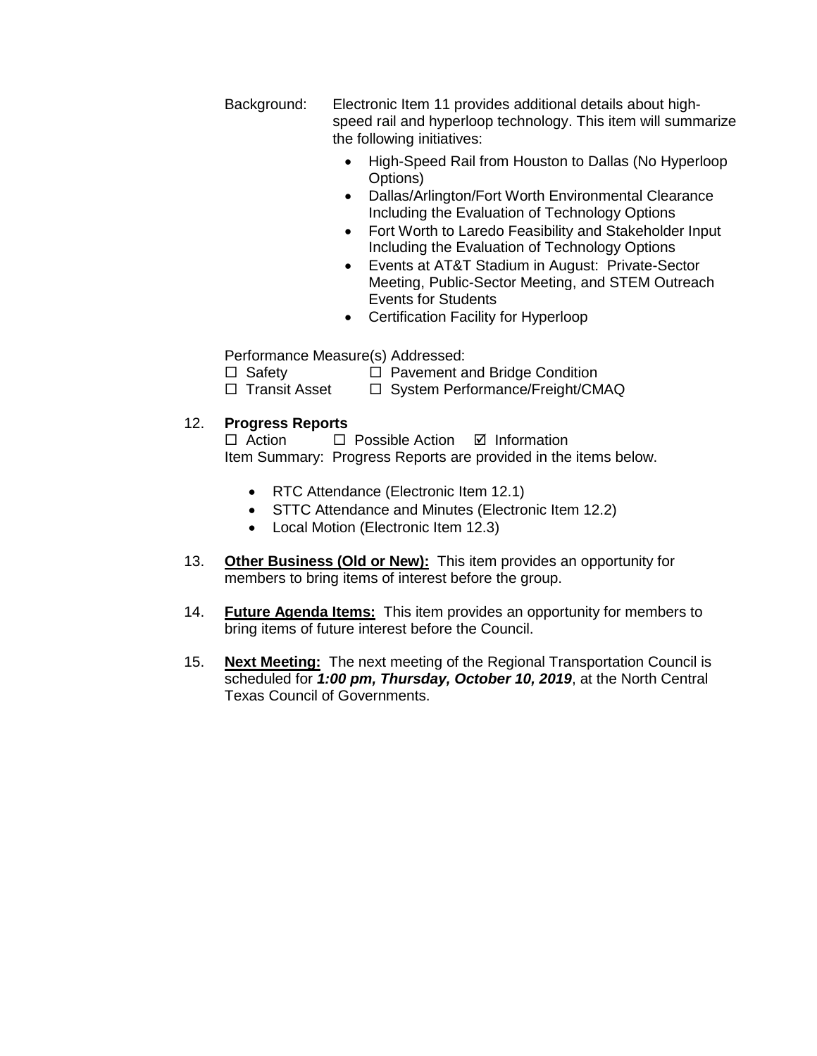Background: Electronic Item 11 provides additional details about high-speed rail and hyperloop technology. This item will summarize the following initiatives:

- High-Speed Rail from Houston to Dallas (No Hyperloop Options)
- Dallas/Arlington/Fort Worth Environmental Clearance Including the Evaluation of Technology Options
- Fort Worth to Laredo Feasibility and Stakeholder Input Including the Evaluation of Technology Options
- Events at AT&T Stadium in August: Private-Sector Meeting, Public-Sector Meeting, and STEM Outreach Events for Students
- Certification Facility for Hyperloop

Performance Measure(s) Addressed:

☐ Safety ☐ Pavement and Bridge Condition
☐ Transit Asset ☐ System Performance/Freight/CMAQ

12. **Progress Reports**

☐ Action ☐ Possible Action ☑ Information

Item Summary: Progress Reports are provided in the items below.

- RTC Attendance (Electronic Item 12.1)
- STTC Attendance and Minutes (Electronic Item 12.2)
- Local Motion (Electronic Item 12.3)

13. **Other Business (Old or New):** This item provides an opportunity for members to bring items of interest before the group.

14. **Future Agenda Items:** This item provides an opportunity for members to bring items of future interest before the Council.

15. **Next Meeting:** The next meeting of the Regional Transportation Council is scheduled for ***1:00 pm, Thursday, October 10, 2019***, at the North Central Texas Council of Governments.